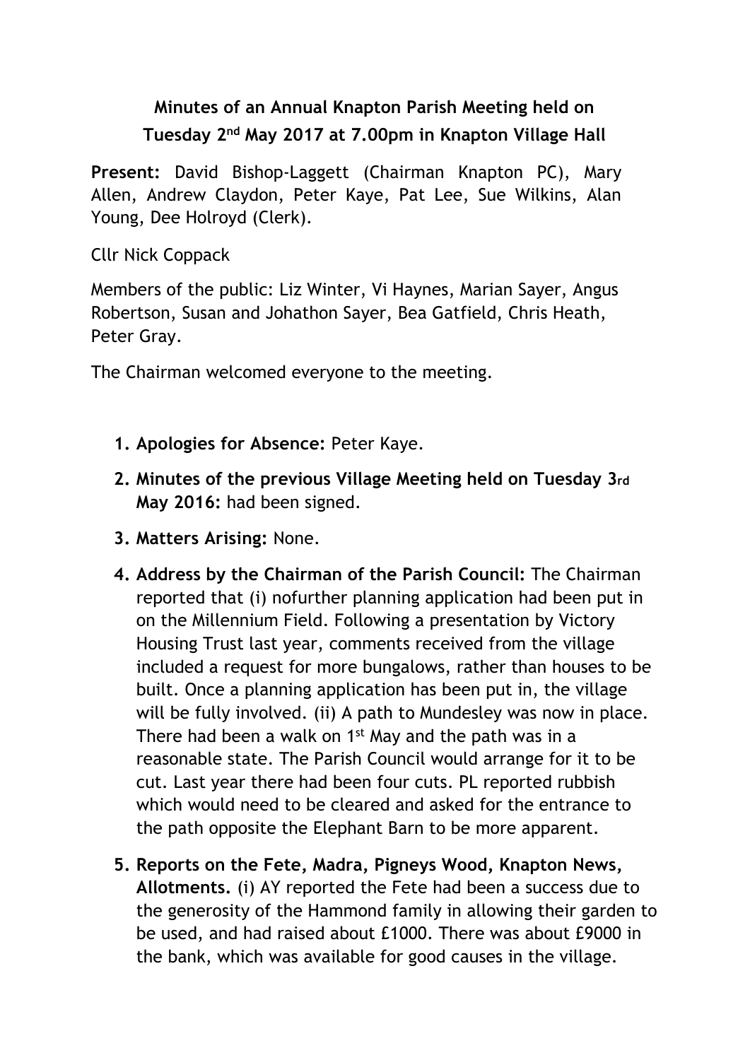# Minutes of an Annual Knapton Parish Meeting held on Tuesday 2nd May 2017 at 7.00pm in Knapton Village Hall

**Present:** David Bishop-Laggett (Chairman Knapton PC), Mary Allen, Andrew Claydon, Peter Kaye, Pat Lee, Sue Wilkins, Alan Young, Dee Holroyd (Clerk).

Cllr Nick Coppack

Members of the public: Liz Winter, Vi Haynes, Marian Sayer, Angus Robertson, Susan and Johathon Sayer, Bea Gatfield, Chris Heath, Peter Gray.

The Chairman welcomed everyone to the meeting.

1. **Apologies for Absence:** Peter Kaye.
2. **Minutes of the previous Village Meeting held on Tuesday 3rd May 2016:** had been signed.
3. **Matters Arising:** None.
4. **Address by the Chairman of the Parish Council:** The Chairman reported that (i) nofurther planning application had been put in on the Millennium Field. Following a presentation by Victory Housing Trust last year, comments received from the village included a request for more bungalows, rather than houses to be built. Once a planning application has been put in, the village will be fully involved. (ii) A path to Mundesley was now in place. There had been a walk on 1st May and the path was in a reasonable state. The Parish Council would arrange for it to be cut. Last year there had been four cuts. PL reported rubbish which would need to be cleared and asked for the entrance to the path opposite the Elephant Barn to be more apparent.
5. **Reports on the Fete, Madra, Pigneys Wood, Knapton News, Allotments.** (i) AY reported the Fete had been a success due to the generosity of the Hammond family in allowing their garden to be used, and had raised about £1000. There was about £9000 in the bank, which was available for good causes in the village.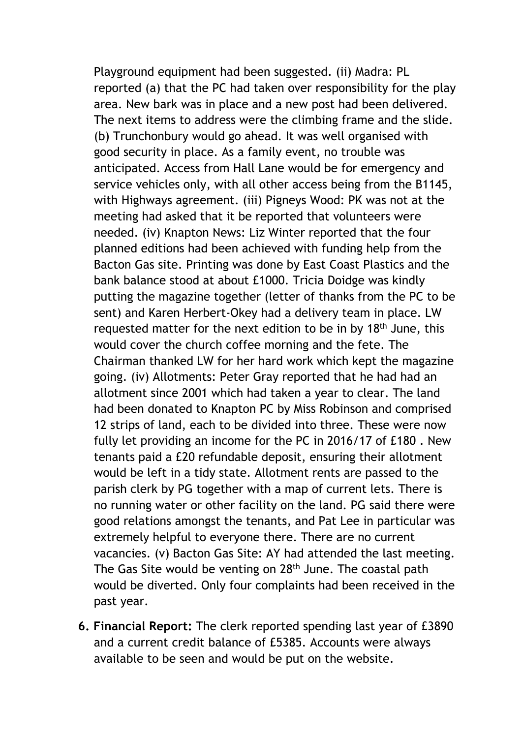Playground equipment had been suggested. (ii) Madra: PL reported (a) that the PC had taken over responsibility for the play area. New bark was in place and a new post had been delivered. The next items to address were the climbing frame and the slide. (b) Trunchonbury would go ahead. It was well organised with good security in place. As a family event, no trouble was anticipated. Access from Hall Lane would be for emergency and service vehicles only, with all other access being from the B1145, with Highways agreement. (iii) Pigneys Wood: PK was not at the meeting had asked that it be reported that volunteers were needed. (iv) Knapton News: Liz Winter reported that the four planned editions had been achieved with funding help from the Bacton Gas site. Printing was done by East Coast Plastics and the bank balance stood at about £1000. Tricia Doidge was kindly putting the magazine together (letter of thanks from the PC to be sent) and Karen Herbert-Okey had a delivery team in place. LW requested matter for the next edition to be in by 18th June, this would cover the church coffee morning and the fete. The Chairman thanked LW for her hard work which kept the magazine going. (iv) Allotments: Peter Gray reported that he had had an allotment since 2001 which had taken a year to clear. The land had been donated to Knapton PC by Miss Robinson and comprised 12 strips of land, each to be divided into three. These were now fully let providing an income for the PC in 2016/17 of £180 . New tenants paid a £20 refundable deposit, ensuring their allotment would be left in a tidy state. Allotment rents are passed to the parish clerk by PG together with a map of current lets. There is no running water or other facility on the land. PG said there were good relations amongst the tenants, and Pat Lee in particular was extremely helpful to everyone there. There are no current vacancies. (v) Bacton Gas Site: AY had attended the last meeting. The Gas Site would be venting on 28th June. The coastal path would be diverted. Only four complaints had been received in the past year.

6. **Financial Report:** The clerk reported spending last year of £3890 and a current credit balance of £5385. Accounts were always available to be seen and would be put on the website.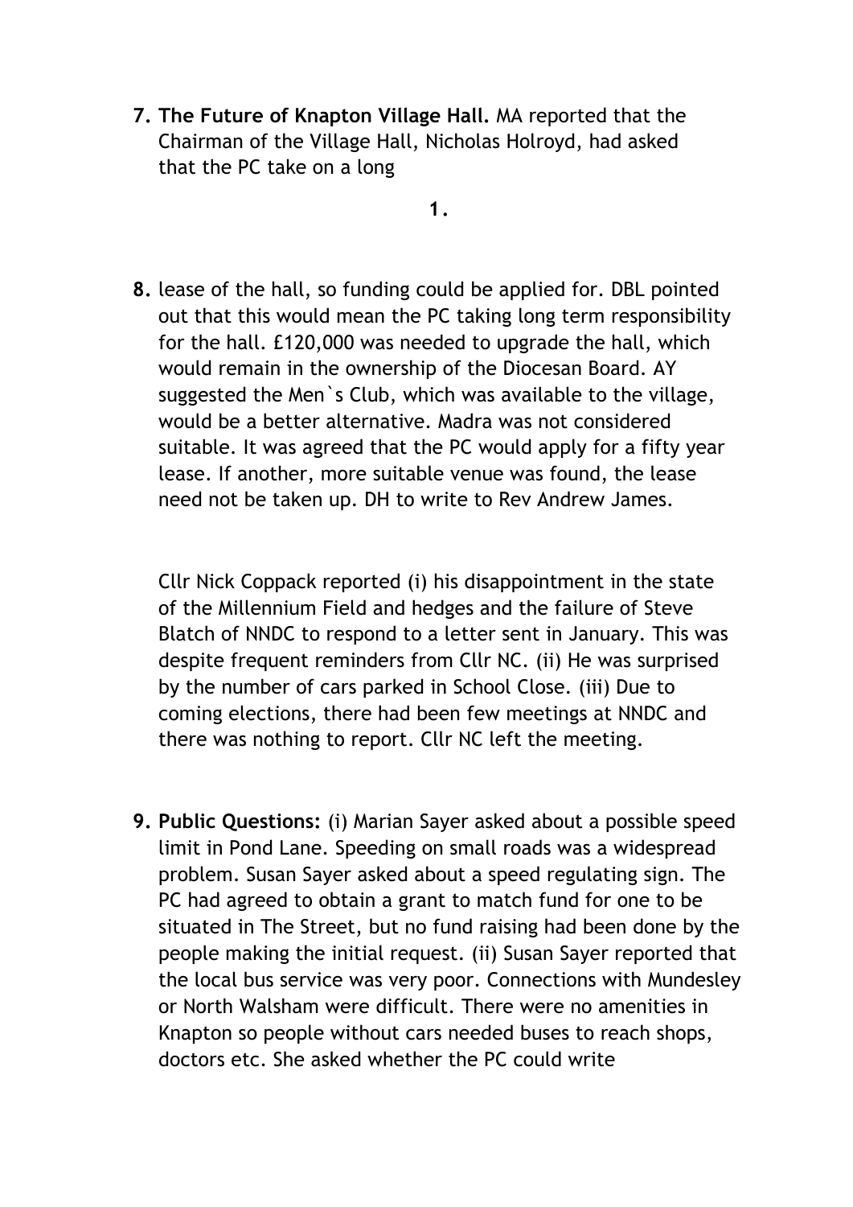7. **The Future of Knapton Village Hall.** MA reported that the Chairman of the Village Hall, Nicholas Holroyd, had asked that the PC take on a long

8. lease of the hall, so funding could be applied for. DBL pointed out that this would mean the PC taking long term responsibility for the hall. £120,000 was needed to upgrade the hall, which would remain in the ownership of the Diocesan Board. AY suggested the Men`s Club, which was available to the village, would be a better alternative. Madra was not considered suitable. It was agreed that the PC would apply for a fifty year lease. If another, more suitable venue was found, the lease need not be taken up. DH to write to Rev Andrew James.

   Cllr Nick Coppack reported (i) his disappointment in the state of the Millennium Field and hedges and the failure of Steve Blatch of NNDC to respond to a letter sent in January. This was despite frequent reminders from Cllr NC. (ii) He was surprised by the number of cars parked in School Close. (iii) Due to coming elections, there had been few meetings at NNDC and there was nothing to report. Cllr NC left the meeting.

9. **Public Questions:** (i) Marian Sayer asked about a possible speed limit in Pond Lane. Speeding on small roads was a widespread problem. Susan Sayer asked about a speed regulating sign. The PC had agreed to obtain a grant to match fund for one to be situated in The Street, but no fund raising had been done by the people making the initial request. (ii) Susan Sayer reported that the local bus service was very poor. Connections with Mundesley or North Walsham were difficult. There were no amenities in Knapton so people without cars needed buses to reach shops, doctors etc. She asked whether the PC could write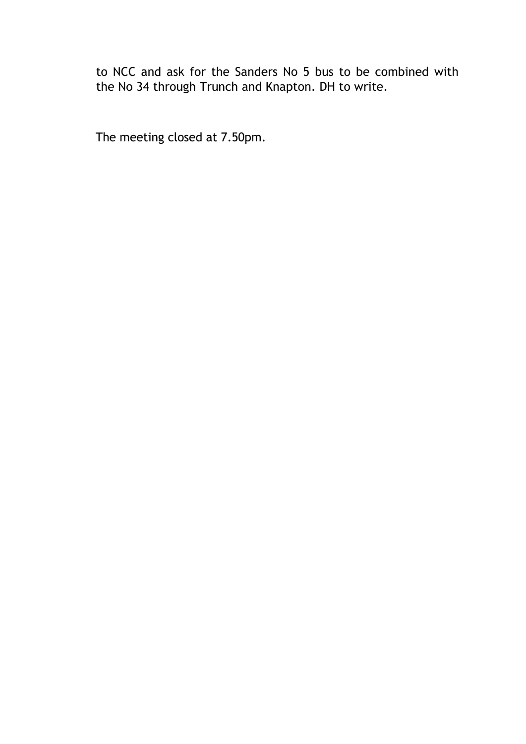to NCC and ask for the Sanders No 5 bus to be combined with the No 34 through Trunch and Knapton. DH to write.

The meeting closed at 7.50pm.